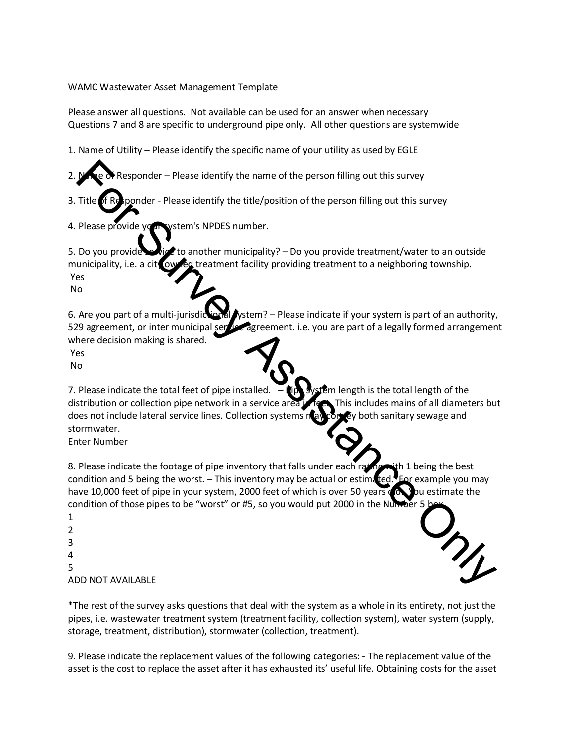# WAMC Wastewater Asset Management Template

Please answer all questions. Not available can be used for an answer when necessary
Questions 7 and 8 are specific to underground pipe only. All other questions are systemwide

1. Name of Utility – Please identify the specific name of your utility as used by EGLE

2. Name of Responder – Please identify the name of the person filling out this survey

3. Title of Responder - Please identify the title/position of the person filling out this survey

4. Please provide your system's NPDES number.

5. Do you provide service to another municipality? – Do you provide treatment/water to an outside municipality, i.e. a city owned treatment facility providing treatment to a neighboring township.
 Yes
 No

6. Are you part of a multi-jurisdictional system? – Please indicate if your system is part of an authority, 529 agreement, or inter municipal service agreement. i.e. you are part of a legally formed arrangement where decision making is shared.
 Yes
 No

7. Please indicate the total feet of pipe installed. – Pipe system length is the total length of the distribution or collection pipe network in a service area in feet. This includes mains of all diameters but does not include lateral service lines. Collection systems may convey both sanitary sewage and stormwater.
Enter Number

8. Please indicate the footage of pipe inventory that falls under each rating with 1 being the best condition and 5 being the worst. – This inventory may be actual or estimated. For example you may have 10,000 feet of pipe in your system, 2000 feet of which is over 50 years old. You estimate the condition of those pipes to be "worst" or #5, so you would put 2000 in the Number 5 box.
1
2
3
4
5
ADD NOT AVAILABLE

*The rest of the survey asks questions that deal with the system as a whole in its entirety, not just the pipes, i.e. wastewater treatment system (treatment facility, collection system), water system (supply, storage, treatment, distribution), stormwater (collection, treatment).

9. Please indicate the replacement values of the following categories: - The replacement value of the asset is the cost to replace the asset after it has exhausted its' useful life. Obtaining costs for the asset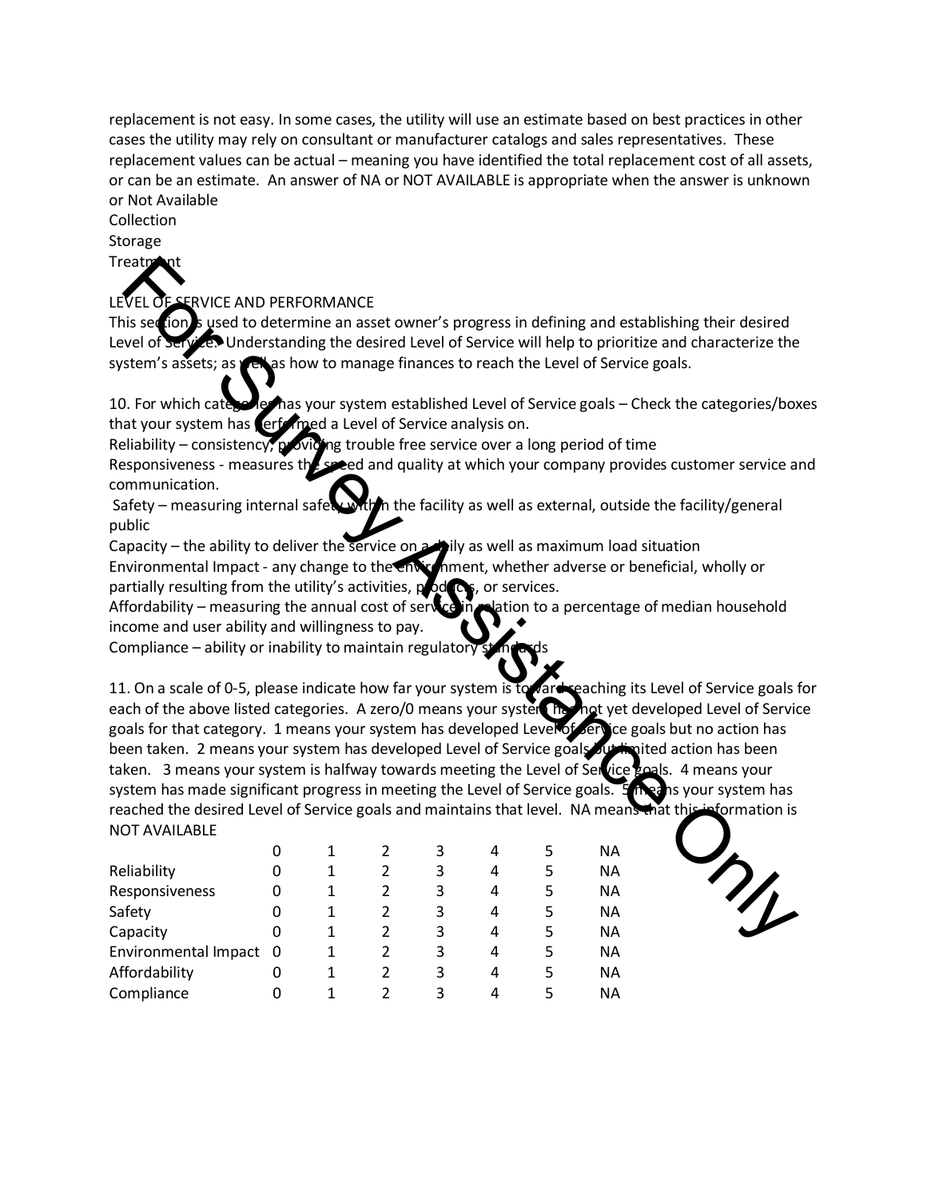replacement is not easy. In some cases, the utility will use an estimate based on best practices in other cases the utility may rely on consultant or manufacturer catalogs and sales representatives. These replacement values can be actual – meaning you have identified the total replacement cost of all assets, or can be an estimate. An answer of NA or NOT AVAILABLE is appropriate when the answer is unknown or Not Available

Collection
Storage
Treatment

LEVEL OF SERVICE AND PERFORMANCE

This section is used to determine an asset owner's progress in defining and establishing their desired Level of Service. Understanding the desired Level of Service will help to prioritize and characterize the system's assets; as well as how to manage finances to reach the Level of Service goals.

10. For which categories has your system established Level of Service goals – Check the categories/boxes that your system has performed a Level of Service analysis on.

Reliability – consistency, providing trouble free service over a long period of time
Responsiveness - measures the speed and quality at which your company provides customer service and communication.
Safety – measuring internal safety within the facility as well as external, outside the facility/general public
Capacity – the ability to deliver the service on a daily as well as maximum load situation
Environmental Impact - any change to the environment, whether adverse or beneficial, wholly or partially resulting from the utility's activities, products, or services.
Affordability – measuring the annual cost of service in relation to a percentage of median household income and user ability and willingness to pay.
Compliance – ability or inability to maintain regulatory standards

11. On a scale of 0-5, please indicate how far your system is toward reaching its Level of Service goals for each of the above listed categories. A zero/0 means your system has not yet developed Level of Service goals for that category. 1 means your system has developed Level of Service goals but no action has been taken. 2 means your system has developed Level of Service goals but limited action has been taken. 3 means your system is halfway towards meeting the Level of Service goals. 4 means your system has made significant progress in meeting the Level of Service goals. 5 means your system has reached the desired Level of Service goals and maintains that level. NA means that this information is NOT AVAILABLE

| | 0 | 1 | 2 | 3 | 4 | 5 | NA |
|---|---|---|---|---|---|---|---|
| Reliability | 0 | 1 | 2 | 3 | 4 | 5 | NA |
| Responsiveness | 0 | 1 | 2 | 3 | 4 | 5 | NA |
| Safety | 0 | 1 | 2 | 3 | 4 | 5 | NA |
| Capacity | 0 | 1 | 2 | 3 | 4 | 5 | NA |
| Environmental Impact | 0 | 1 | 2 | 3 | 4 | 5 | NA |
| Affordability | 0 | 1 | 2 | 3 | 4 | 5 | NA |
| Compliance | 0 | 1 | 2 | 3 | 4 | 5 | NA |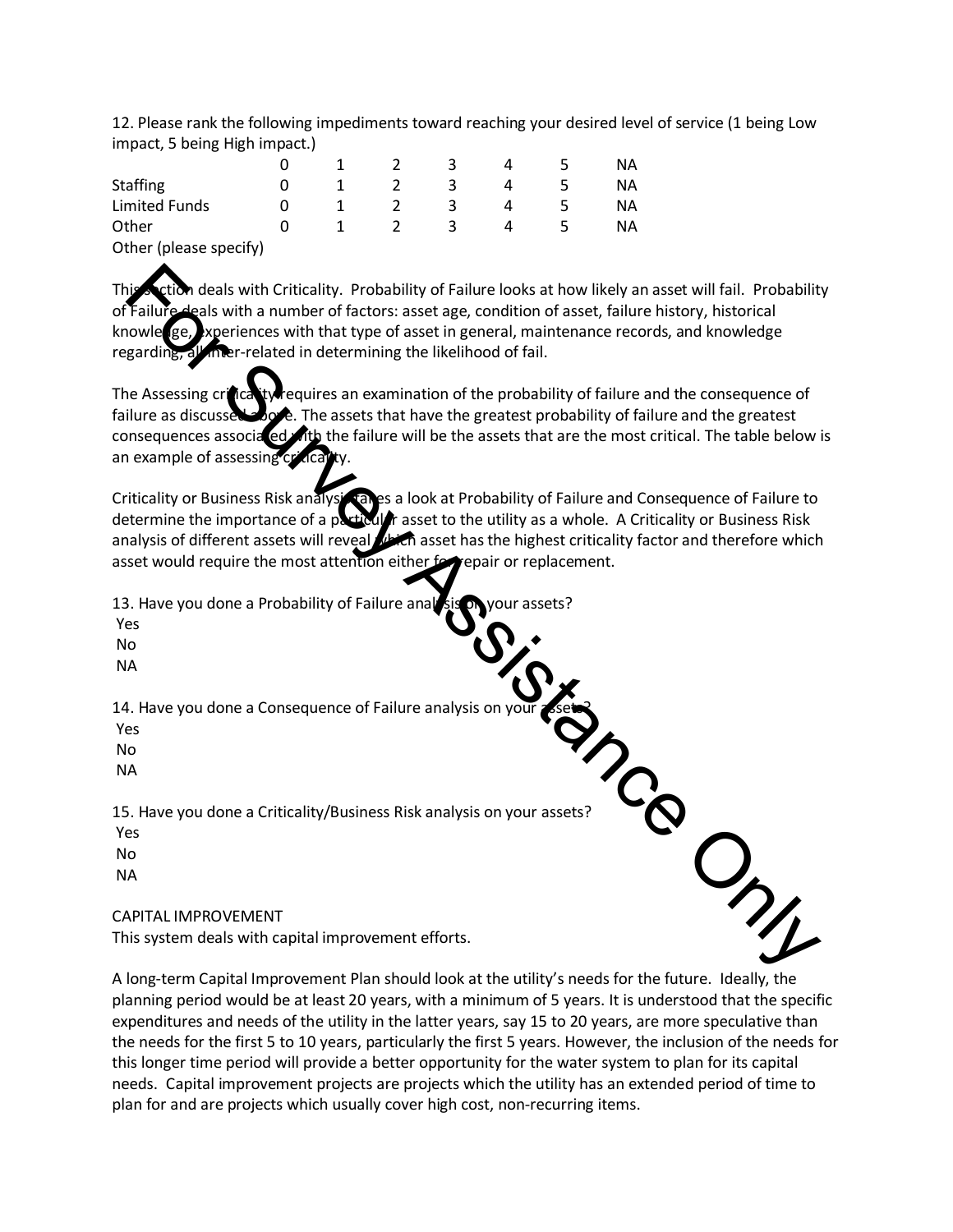12. Please rank the following impediments toward reaching your desired level of service (1 being Low impact, 5 being High impact.)

| | 0 | 1 | 2 | 3 | 4 | 5 | NA |
|---|---|---|---|---|---|---|---|
| Staffing | 0 | 1 | 2 | 3 | 4 | 5 | NA |
| Limited Funds | 0 | 1 | 2 | 3 | 4 | 5 | NA |
| Other | 0 | 1 | 2 | 3 | 4 | 5 | NA |

Other (please specify)

This section deals with Criticality. Probability of Failure looks at how likely an asset will fail. Probability of Failure deals with a number of factors: asset age, condition of asset, failure history, historical knowledge, experiences with that type of asset in general, maintenance records, and knowledge regarding, all inter-related in determining the likelihood of fail.

The Assessing criticality requires an examination of the probability of failure and the consequence of failure as discussed above. The assets that have the greatest probability of failure and the greatest consequences associated with the failure will be the assets that are the most critical. The table below is an example of assessing criticality.

Criticality or Business Risk analysis takes a look at Probability of Failure and Consequence of Failure to determine the importance of a particular asset to the utility as a whole. A Criticality or Business Risk analysis of different assets will reveal which asset has the highest criticality factor and therefore which asset would require the most attention either for repair or replacement.

13. Have you done a Probability of Failure analysis on your assets?
- Yes
- No
- NA

14. Have you done a Consequence of Failure analysis on your assets?
- Yes
- No
- NA

15. Have you done a Criticality/Business Risk analysis on your assets?
- Yes
- No
- NA

CAPITAL IMPROVEMENT
This system deals with capital improvement efforts.

A long-term Capital Improvement Plan should look at the utility's needs for the future. Ideally, the planning period would be at least 20 years, with a minimum of 5 years. It is understood that the specific expenditures and needs of the utility in the latter years, say 15 to 20 years, are more speculative than the needs for the first 5 to 10 years, particularly the first 5 years. However, the inclusion of the needs for this longer time period will provide a better opportunity for the water system to plan for its capital needs. Capital improvement projects are projects which the utility has an extended period of time to plan for and are projects which usually cover high cost, non-recurring items.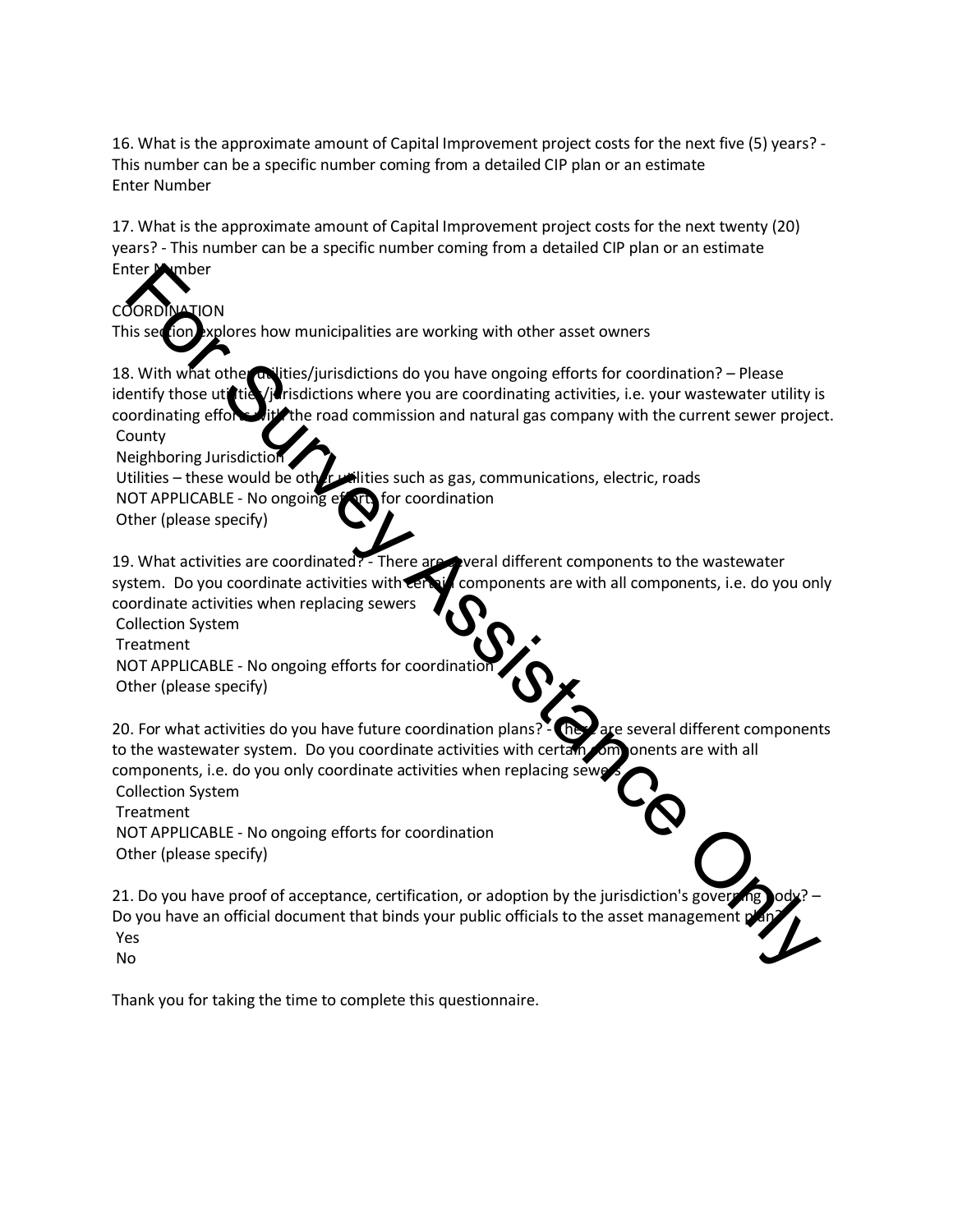16. What is the approximate amount of Capital Improvement project costs for the next five (5) years? - This number can be a specific number coming from a detailed CIP plan or an estimate
Enter Number

17. What is the approximate amount of Capital Improvement project costs for the next twenty (20) years? - This number can be a specific number coming from a detailed CIP plan or an estimate
Enter Number

COORDINATION
This section explores how municipalities are working with other asset owners

18. With what other utilities/jurisdictions do you have ongoing efforts for coordination? – Please identify those utilities/jurisdictions where you are coordinating activities, i.e. your wastewater utility is coordinating efforts with the road commission and natural gas company with the current sewer project.
- County
- Neighboring Jurisdiction
- Utilities – these would be other utilities such as gas, communications, electric, roads
- NOT APPLICABLE - No ongoing efforts for coordination
- Other (please specify)

19. What activities are coordinated? - There are several different components to the wastewater system. Do you coordinate activities with certain components are with all components, i.e. do you only coordinate activities when replacing sewers
- Collection System
- Treatment
- NOT APPLICABLE - No ongoing efforts for coordination
- Other (please specify)

20. For what activities do you have future coordination plans? - There are several different components to the wastewater system. Do you coordinate activities with certain components are with all components, i.e. do you only coordinate activities when replacing sewers
- Collection System
- Treatment
- NOT APPLICABLE - No ongoing efforts for coordination
- Other (please specify)

21. Do you have proof of acceptance, certification, or adoption by the jurisdiction's governing body? – Do you have an official document that binds your public officials to the asset management plan?
- Yes
- No

Thank you for taking the time to complete this questionnaire.